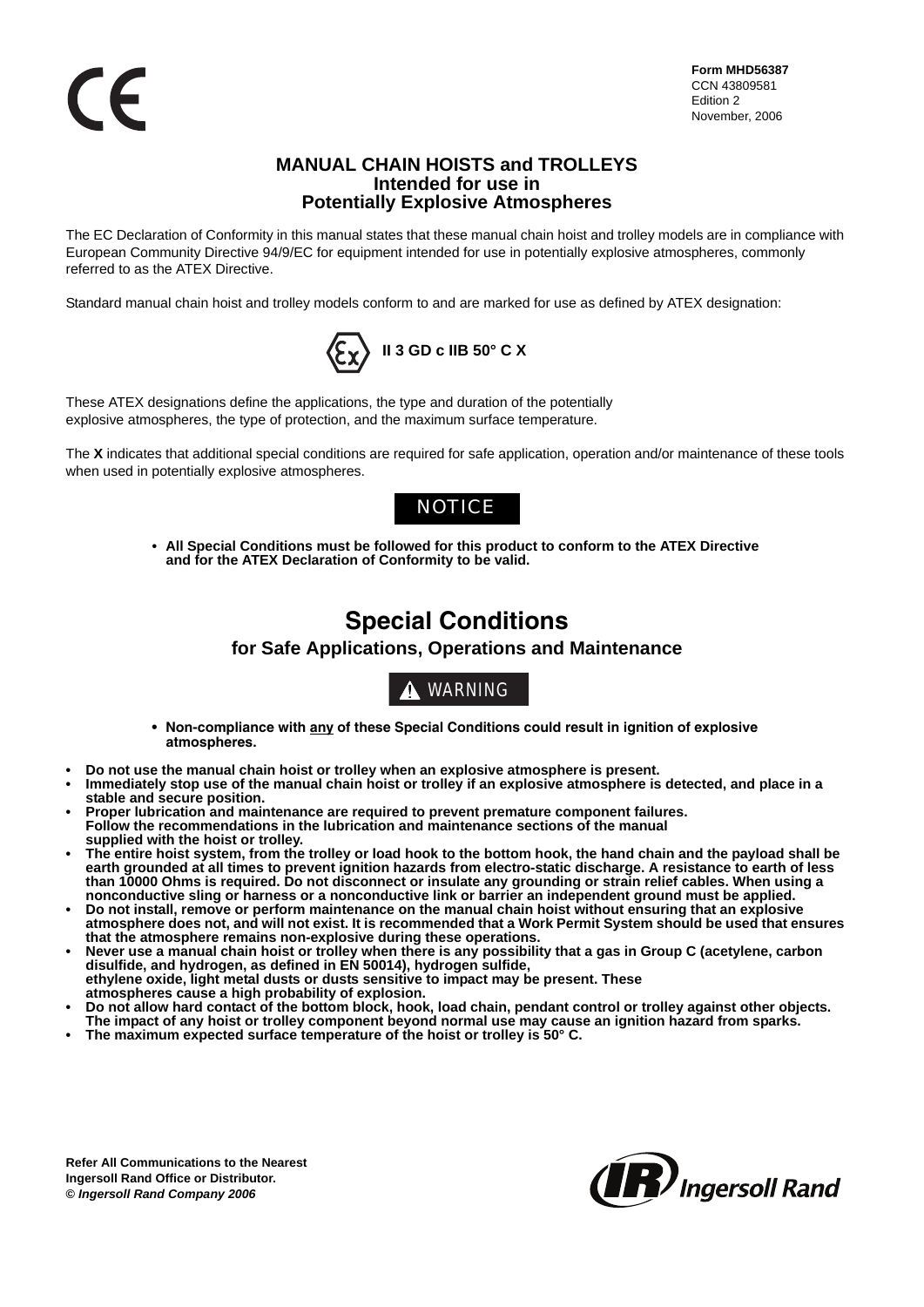CE

**Form MHD56387**
CCN 43809581
Edition 2
November, 2006

# MANUAL CHAIN HOISTS and TROLLEYS
## Intended for use in Potentially Explosive Atmospheres

The EC Declaration of Conformity in this manual states that these manual chain hoist and trolley models are in compliance with European Community Directive 94/9/EC for equipment intended for use in potentially explosive atmospheres, commonly referred to as the ATEX Directive.

Standard manual chain hoist and trolley models conform to and are marked for use as defined by ATEX designation:

**Ex II 3 GD c IIB 50° C X**

These ATEX designations define the applications, the type and duration of the potentially explosive atmospheres, the type of protection, and the maximum surface temperature.

The **X** indicates that additional special conditions are required for safe application, operation and/or maintenance of these tools when used in potentially explosive atmospheres.

**NOTICE**

- **All Special Conditions must be followed for this product to conform to the ATEX Directive and for the ATEX Declaration of Conformity to be valid.**

# Special Conditions
## for Safe Applications, Operations and Maintenance

**⚠ WARNING**

- **Non-compliance with any of these Special Conditions could result in ignition of explosive atmospheres.**

- **Do not use the manual chain hoist or trolley when an explosive atmosphere is present.**
- **Immediately stop use of the manual chain hoist or trolley if an explosive atmosphere is detected, and place in a stable and secure position.**
- **Proper lubrication and maintenance are required to prevent premature component failures. Follow the recommendations in the lubrication and maintenance sections of the manual supplied with the hoist or trolley.**
- **The entire hoist system, from the trolley or load hook to the bottom hook, the hand chain and the payload shall be earth grounded at all times to prevent ignition hazards from electro-static discharge. A resistance to earth of less than 10000 Ohms is required. Do not disconnect or insulate any grounding or strain relief cables. When using a nonconductive sling or harness or a nonconductive link or barrier an independent ground must be applied.**
- **Do not install, remove or perform maintenance on the manual chain hoist without ensuring that an explosive atmosphere does not, and will not exist. It is recommended that a Work Permit System should be used that ensures that the atmosphere remains non-explosive during these operations.**
- **Never use a manual chain hoist or trolley when there is any possibility that a gas in Group C (acetylene, carbon disulfide, and hydrogen, as defined in EN 50014), hydrogen sulfide, ethylene oxide, light metal dusts or dusts sensitive to impact may be present. These atmospheres cause a high probability of explosion.**
- **Do not allow hard contact of the bottom block, hook, load chain, pendant control or trolley against other objects. The impact of any hoist or trolley component beyond normal use may cause an ignition hazard from sparks.**
- **The maximum expected surface temperature of the hoist or trolley is 50° C.**

**Refer All Communications to the Nearest Ingersoll Rand Office or Distributor.**
**© *Ingersoll Rand Company 2006***

IR Ingersoll Rand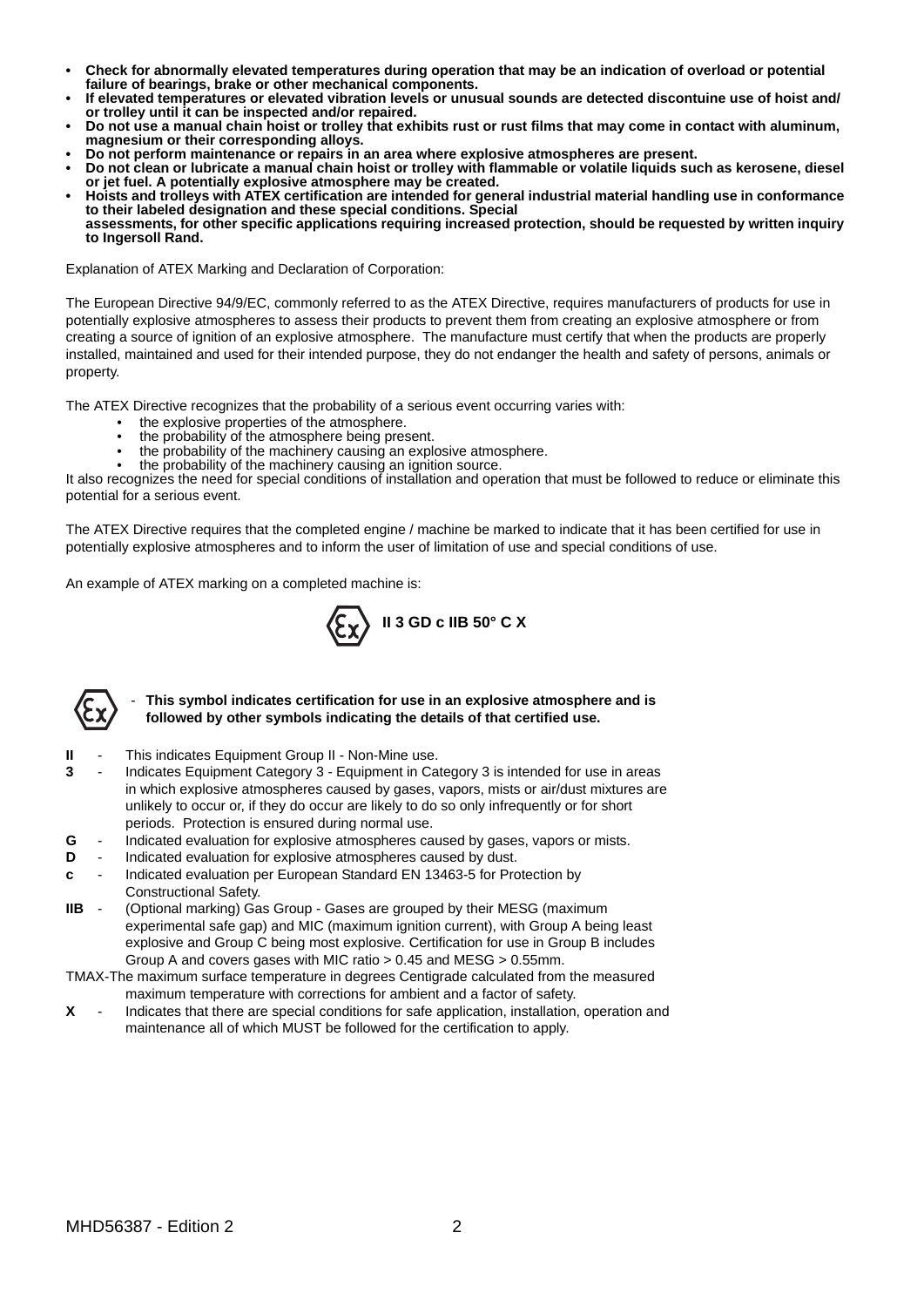- **Check for abnormally elevated temperatures during operation that may be an indication of overload or potential failure of bearings, brake or other mechanical components.**
- **If elevated temperatures or elevated vibration levels or unusual sounds are detected discontuine use of hoist and/or trolley until it can be inspected and/or repaired.**
- **Do not use a manual chain hoist or trolley that exhibits rust or rust films that may come in contact with aluminum, magnesium or their corresponding alloys.**
- **Do not perform maintenance or repairs in an area where explosive atmospheres are present.**
- **Do not clean or lubricate a manual chain hoist or trolley with flammable or volatile liquids such as kerosene, diesel or jet fuel. A potentially explosive atmosphere may be created.**
- **Hoists and trolleys with ATEX certification are intended for general industrial material handling use in conformance to their labeled designation and these special conditions. Special assessments, for other specific applications requiring increased protection, should be requested by written inquiry to Ingersoll Rand.**

Explanation of ATEX Marking and Declaration of Corporation:

The European Directive 94/9/EC, commonly referred to as the ATEX Directive, requires manufacturers of products for use in potentially explosive atmospheres to assess their products to prevent them from creating an explosive atmosphere or from creating a source of ignition of an explosive atmosphere. The manufacture must certify that when the products are properly installed, maintained and used for their intended purpose, they do not endanger the health and safety of persons, animals or property.

The ATEX Directive recognizes that the probability of a serious event occurring varies with:

- the explosive properties of the atmosphere.
- the probability of the atmosphere being present.
- the probability of the machinery causing an explosive atmosphere.
- the probability of the machinery causing an ignition source.

It also recognizes the need for special conditions of installation and operation that must be followed to reduce or eliminate this potential for a serious event.

The ATEX Directive requires that the completed engine / machine be marked to indicate that it has been certified for use in potentially explosive atmospheres and to inform the user of limitation of use and special conditions of use.

An example of ATEX marking on a completed machine is:

**Ex II 3 GD c IIB 50° C X**

Ex - **This symbol indicates certification for use in an explosive atmosphere and is followed by other symbols indicating the details of that certified use.**

**II** - This indicates Equipment Group II - Non-Mine use.

**3** - Indicates Equipment Category 3 - Equipment in Category 3 is intended for use in areas in which explosive atmospheres caused by gases, vapors, mists or air/dust mixtures are unlikely to occur or, if they do occur are likely to do so only infrequently or for short periods. Protection is ensured during normal use.

**G** - Indicated evaluation for explosive atmospheres caused by gases, vapors or mists.

**D** - Indicated evaluation for explosive atmospheres caused by dust.

**c** - Indicated evaluation per European Standard EN 13463-5 for Protection by Constructional Safety.

**IIB** - (Optional marking) Gas Group - Gases are grouped by their MESG (maximum experimental safe gap) and MIC (maximum ignition current), with Group A being least explosive and Group C being most explosive. Certification for use in Group B includes Group A and covers gases with MIC ratio > 0.45 and MESG > 0.55mm.

TMAX-The maximum surface temperature in degrees Centigrade calculated from the measured maximum temperature with corrections for ambient and a factor of safety.

**X** - Indicates that there are special conditions for safe application, installation, operation and maintenance all of which MUST be followed for the certification to apply.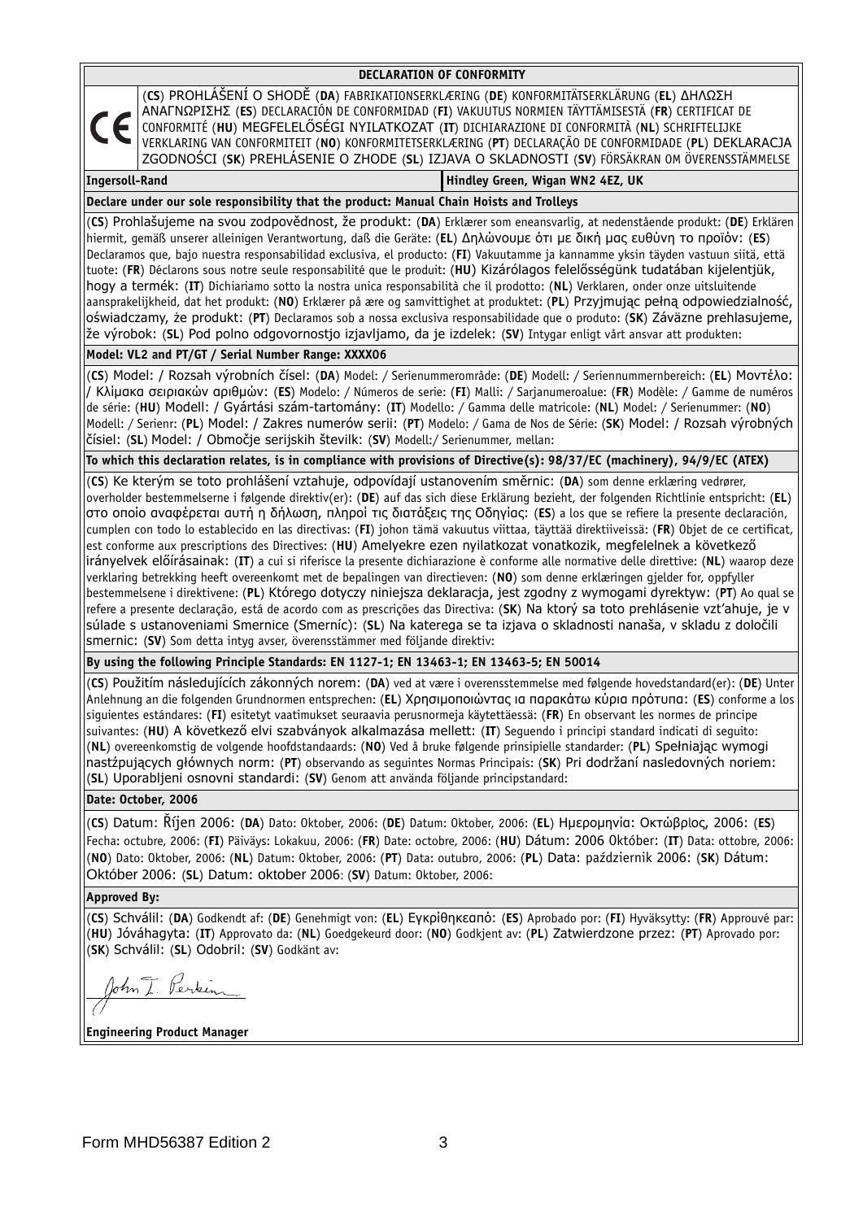## DECLARATION OF CONFORMITY

CE

(**CS**) PROHLÁŠENÍ O SHODĚ (**DA**) FABRIKATIONSERKLÆRING (**DE**) KONFORMITÄTSERKLÄRUNG (**EL**) ΔΗΛΩΣΗ ΑΝΑΓΝΩΡΙΣΗΣ (**ES**) DECLARACIÓN DE CONFORMIDAD (**FI**) VAKUUTUS NORMIEN TÄYTTÄMISESTÄ (**FR**) CERTIFICAT DE CONFORMITÉ (**HU**) MEGFELELŐSÉGI NYILATKOZAT (**IT**) DICHIARAZIONE DI CONFORMITÀ (**NL**) SCHRIFTELIJKE VERKLARING VAN CONFORMITEIT (**NO**) KONFORMITETSERKLÆRING (**PT**) DECLARAÇÃO DE CONFORMIDADE (**PL**) DEKLARACJA ZGODNOŚCI (**SK**) PREHLÁSENIE O ZHODE (**SL**) IZJAVA O SKLADNOSTI (**SV**) FÖRSÄKRAN OM ÖVERENSSTÄMMELSE

| **Ingersoll-Rand** | **Hindley Green, Wigan WN2 4EZ, UK** |
|---|---|

**Declare under our sole responsibility that the product: Manual Chain Hoists and Trolleys**

(**CS**) Prohlašujeme na svou zodpovědnost, že produkt: (**DA**) Erklærer som eneansvarlig, at nedenstående produkt: (**DE**) Erklären hiermit, gemäß unserer alleinigen Verantwortung, daß die Geräte: (**EL**) Δηλώνουμε ότι με δική μας ευθύνη το προϊόν: (**ES**) Declaramos que, bajo nuestra responsabilidad exclusiva, el producto: (**FI**) Vakuutamme ja kannamme yksin täyden vastuun siitä, että tuote: (**FR**) Déclarons sous notre seule responsabilité que le produit: (**HU**) Kizárólagos felelősségünk tudatában kijelentjük, hogy a termék: (**IT**) Dichiariamo sotto la nostra unica responsabilità che il prodotto: (**NL**) Verklaren, onder onze uitsluitende aansprakelijkheid, dat het produkt: (**NO**) Erklærer på ære og samvittighet at produktet: (**PL**) Przyjmując pełną odpowiedzialność, oświadczamy, że produkt: (**PT**) Declaramos sob a nossa exclusiva responsabilidade que o produto: (**SK**) Záväzne prehlasujeme, že výrobok: (**SL**) Pod polno odgovornostjo izjavljamo, da je izdelek: (**SV**) Intygar enligt vårt ansvar att produkten:

**Model: VL2 and PT/GT / Serial Number Range: XXXX06**

(**CS**) Model: / Rozsah výrobních čísel: (**DA**) Model: / Serienummerområde: (**DE**) Modell: / Seriennummernbereich: (**EL**) Μοντέλο: / Κλίμακα σειριακών αριθμών: (**ES**) Modelo: / Números de serie: (**FI**) Malli: / Sarjanumeroalue: (**FR**) Modèle: / Gamme de numéros de série: (**HU**) Modell: / Gyártási szám-tartomány: (**IT**) Modello: / Gamma delle matricole: (**NL**) Model: / Serienummer: (**NO**) Modell: / Serienr: (**PL**) Model: / Zakres numerów serii: (**PT**) Modelo: / Gama de Nos de Série: (**SK**) Model: / Rozsah výrobných čísiel: (**SL**) Model: / Območje serijskih številk: (**SV**) Modell:/ Serienummer, mellan:

**To which this declaration relates, is in compliance with provisions of Directive(s): 98/37/EC (machinery), 94/9/EC (ATEX)**

(**CS**) Ke kterým se toto prohlášení vztahuje, odpovídají ustanovením směrnic: (**DA**) som denne erklæring vedrører, overholder bestemmelserne i følgende direktiv(er): (**DE**) auf das sich diese Erklärung bezieht, der folgenden Richtlinie entspricht: (**EL**) στο οποίο αναφέρεται αυτή η δήλωση, πληροί τις διατάξεις της Οδηγίας: (**ES**) a los que se refiere la presente declaración, cumplen con todo lo establecido en las directivas: (**FI**) johon tämä vakuutus viittaa, täyttää direktiiveissä: (**FR**) Objet de ce certificat, est conforme aux prescriptions des Directives: (**HU**) Amelyekre ezen nyilatkozat vonatkozik, megfelelnek a következő irányelvek előírásainak: (**IT**) a cui si riferisce la presente dichiarazione è conforme alle normative delle direttive: (**NL**) waarop deze verklaring betrekking heeft overeenkomt met de bepalingen van directieven: (**NO**) som denne erklæringen gjelder for, oppfyller bestemmelsene i direktivene: (**PL**) Którego dotyczy niniejsza deklaracja, jest zgodny z wymogami dyrektyw: (**PT**) Ao qual se refere a presente declaração, está de acordo com as prescrições das Directiva: (**SK**) Na ktorý sa toto prehlásenie vzt'ahuje, je v súlade s ustanoveniami Smernice (Smerníc): (**SL**) Na katerega se ta izjava o skladnosti nanaša, v skladu z določili smernic: (**SV**) Som detta intyg avser, överensstämmer med följande direktiv:

**By using the following Principle Standards: EN 1127-1; EN 13463-1; EN 13463-5; EN 50014**

(**CS**) Použitím následujících zákonných norem: (**DA**) ved at være i overensstemmelse med følgende hovedstandard(er): (**DE**) Unter Anlehnung an die folgenden Grundnormen entsprechen: (**EL**) Χρησιμοποιώντας ια παρακάτω κύρια πρότυπα: (**ES**) conforme a los siguientes estándares: (**FI**) esitetyt vaatimukset seuraavia perusnormeja käytettäessä: (**FR**) En observant les normes de principe suivantes: (**HU**) A következő elvi szabványok alkalmazása mellett: (**IT**) Seguendo i principi standard indicati di seguito: (**NL**) overeenkomstig de volgende hoofdstandaards: (**NO**) Ved å bruke følgende prinsipielle standarder: (**PL**) Spełniając wymogi nastźpujących głównych norm: (**PT**) observando as seguintes Normas Principais: (**SK**) Pri dodržaní nasledovných noriem: (**SL**) Uporabljeni osnovni standardi: (**SV**) Genom att använda följande principstandard:

**Date: October, 2006**

(**CS**) Datum: Říjen 2006: (**DA**) Dato: Oktober, 2006: (**DE**) Datum: Oktober, 2006: (**EL**) Ημερομηνία: Οκτώβριος, 2006: (**ES**) Fecha: octubre, 2006: (**FI**) Päiväys: Lokakuu, 2006: (**FR**) Date: octobre, 2006: (**HU**) Dátum: 2006 Október: (**IT**) Data: ottobre, 2006: (**NO**) Dato: Oktober, 2006: (**NL**) Datum: Oktober, 2006: (**PT**) Data: outubro, 2006: (**PL**) Data: październik 2006: (**SK**) Dátum: Október 2006: (**SL**) Datum: oktober 2006: (**SV**) Datum: Oktober, 2006:

**Approved By:**

(**CS**) Schválil: (**DA**) Godkendt af: (**DE**) Genehmigt von: (**EL**) Εγκρίθηκεαπό: (**ES**) Aprobado por: (**FI**) Hyväksytty: (**FR**) Approuvé par: (**HU**) Jóváhagyta: (**IT**) Approvato da: (**NL**) Goedgekeurd door: (**NO**) Godkjent av: (**PL**) Zatwierdzone przez: (**PT**) Aprovado por: (**SK**) Schválil: (**SL**) Odobril: (**SV**) Godkänt av:

John T. Perkins

**Engineering Product Manager**

Form MHD56387 Edition 2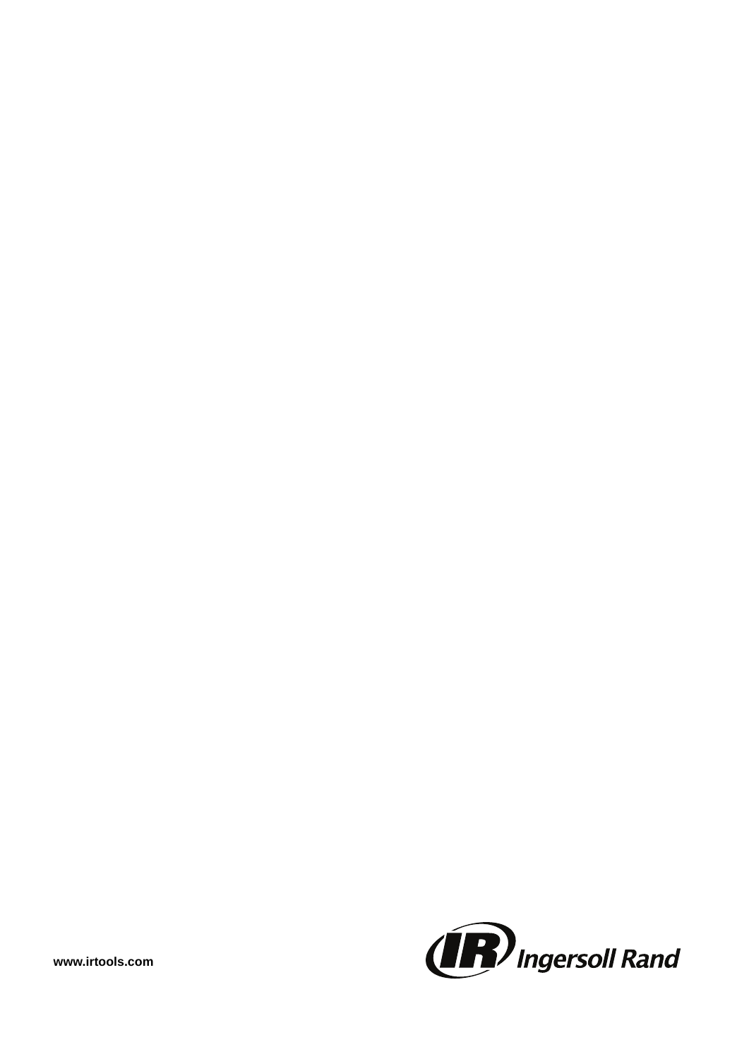www.irtools.com

Ingersoll Rand